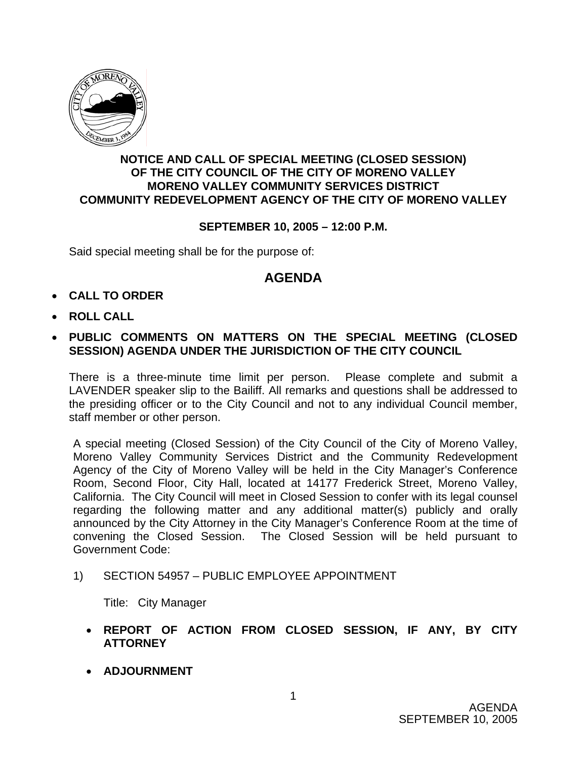**NOTICE AND CALL OF SPECIAL MEETING (CLOSED SESSION) OF THE CITY COUNCIL OF THE CITY OF MORENO VALLEY MORENO VALLEY COMMUNITY SERVICES DISTRICT COMMUNITY REDEVELOPMENT AGENCY OF THE CITY OF MORENO VALLEY**

**SEPTEMBER 10, 2005 – 12:00 P.M.**

Said special meeting shall be for the purpose of:

## AGENDA

- **CALL TO ORDER**
- **ROLL CALL**
- **PUBLIC COMMENTS ON MATTERS ON THE SPECIAL MEETING (CLOSED SESSION) AGENDA UNDER THE JURISDICTION OF THE CITY COUNCIL**

There is a three-minute time limit per person. Please complete and submit a LAVENDER speaker slip to the Bailiff. All remarks and questions shall be addressed to the presiding officer or to the City Council and not to any individual Council member, staff member or other person.

A special meeting (Closed Session) of the City Council of the City of Moreno Valley, Moreno Valley Community Services District and the Community Redevelopment Agency of the City of Moreno Valley will be held in the City Manager's Conference Room, Second Floor, City Hall, located at 14177 Frederick Street, Moreno Valley, California. The City Council will meet in Closed Session to confer with its legal counsel regarding the following matter and any additional matter(s) publicly and orally announced by the City Attorney in the City Manager's Conference Room at the time of convening the Closed Session. The Closed Session will be held pursuant to Government Code:

1) SECTION 54957 – PUBLIC EMPLOYEE APPOINTMENT

   Title: City Manager

- **REPORT OF ACTION FROM CLOSED SESSION, IF ANY, BY CITY ATTORNEY**
- **ADJOURNMENT**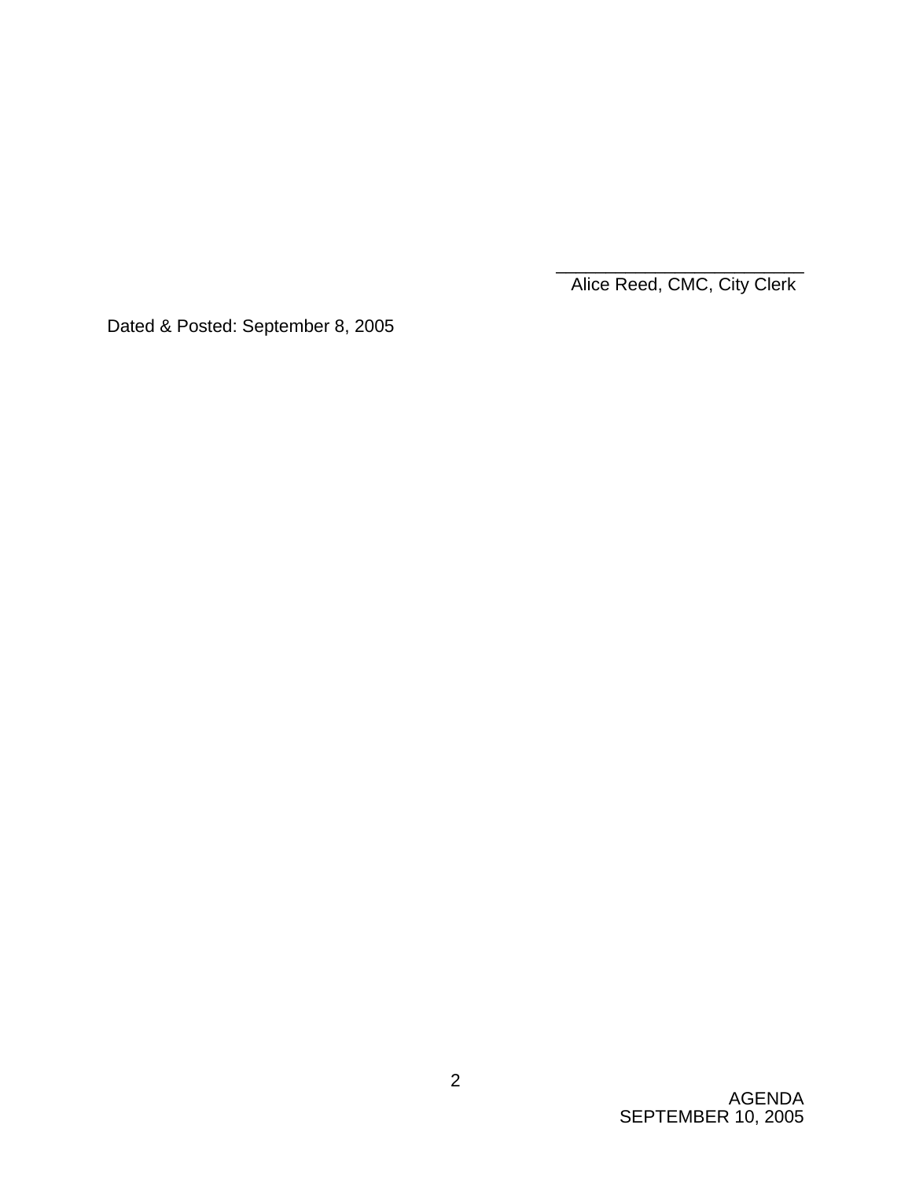\_\_\_\_\_\_\_\_\_\_\_\_\_\_\_\_\_\_\_\_\_\_\_\_\_\_
Alice Reed, CMC, City Clerk

Dated & Posted: September 8, 2005